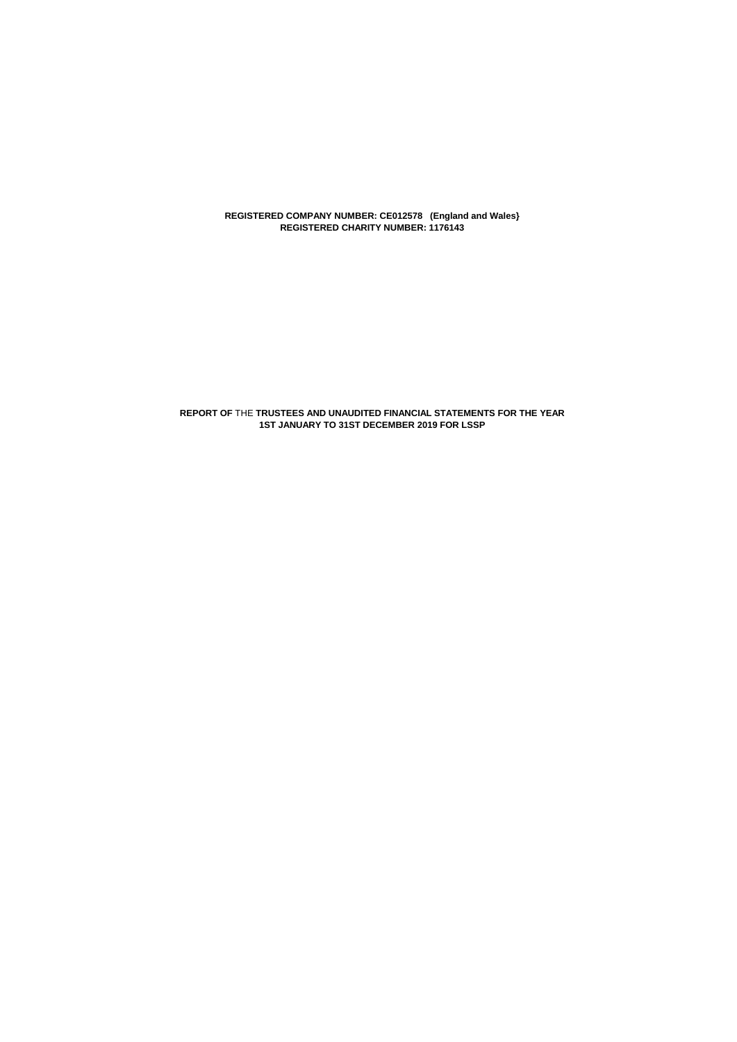**REGISTERED COMPANY NUMBER: CE012578 (England and Wales}**
**REGISTERED CHARITY NUMBER: 1176143**

**REPORT OF** THE **TRUSTEES AND UNAUDITED FINANCIAL STATEMENTS FOR THE YEAR 1ST JANUARY TO 31ST DECEMBER 2019 FOR LSSP**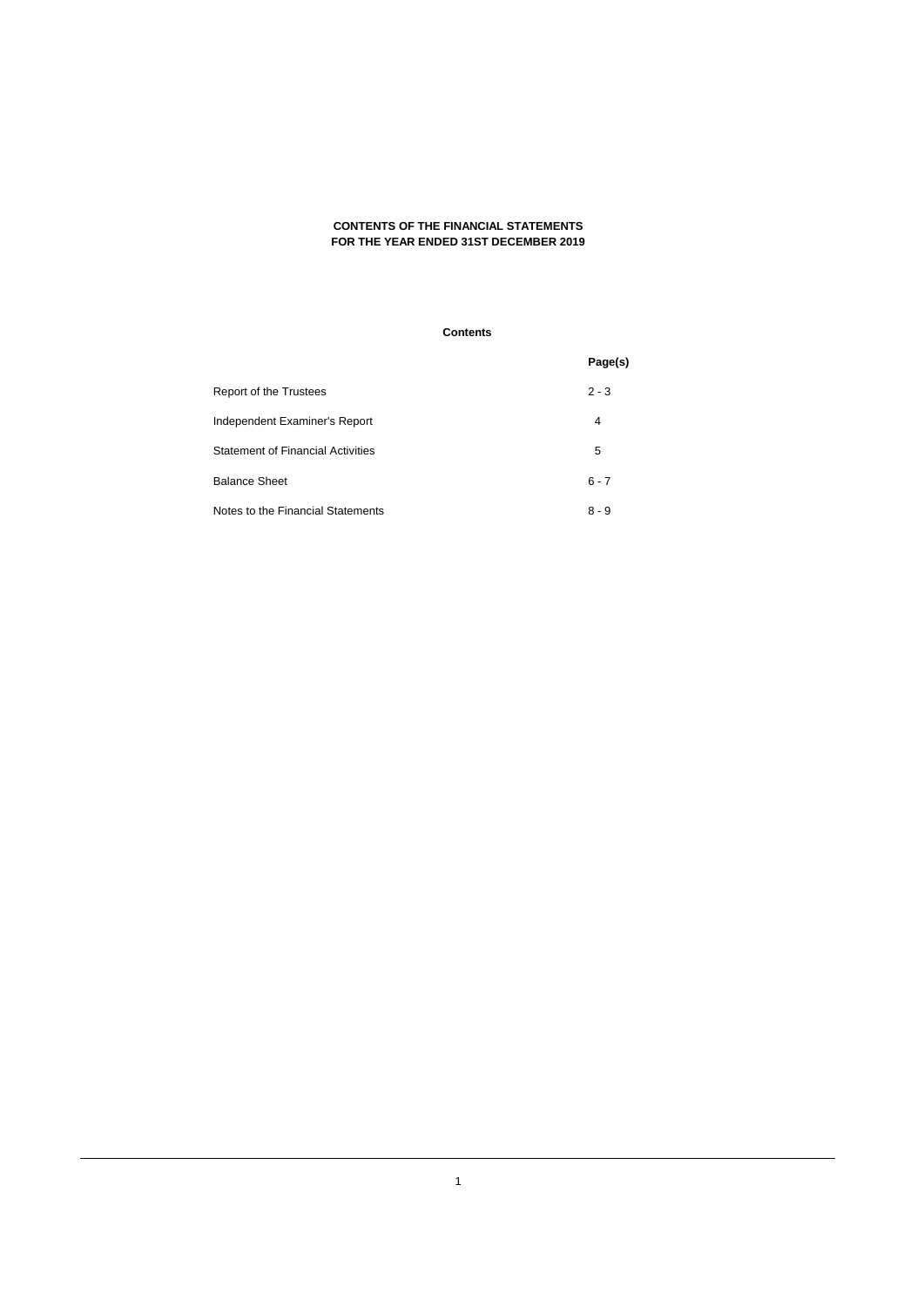**CONTENTS OF THE FINANCIAL STATEMENTS**
**FOR THE YEAR ENDED 31ST DECEMBER 2019**

**Contents**

| | **Page(s)** |
|---|---|
| Report of the Trustees | 2 - 3 |
| Independent Examiner's Report | 4 |
| Statement of Financial Activities | 5 |
| Balance Sheet | 6 - 7 |
| Notes to the Financial Statements | 8 - 9 |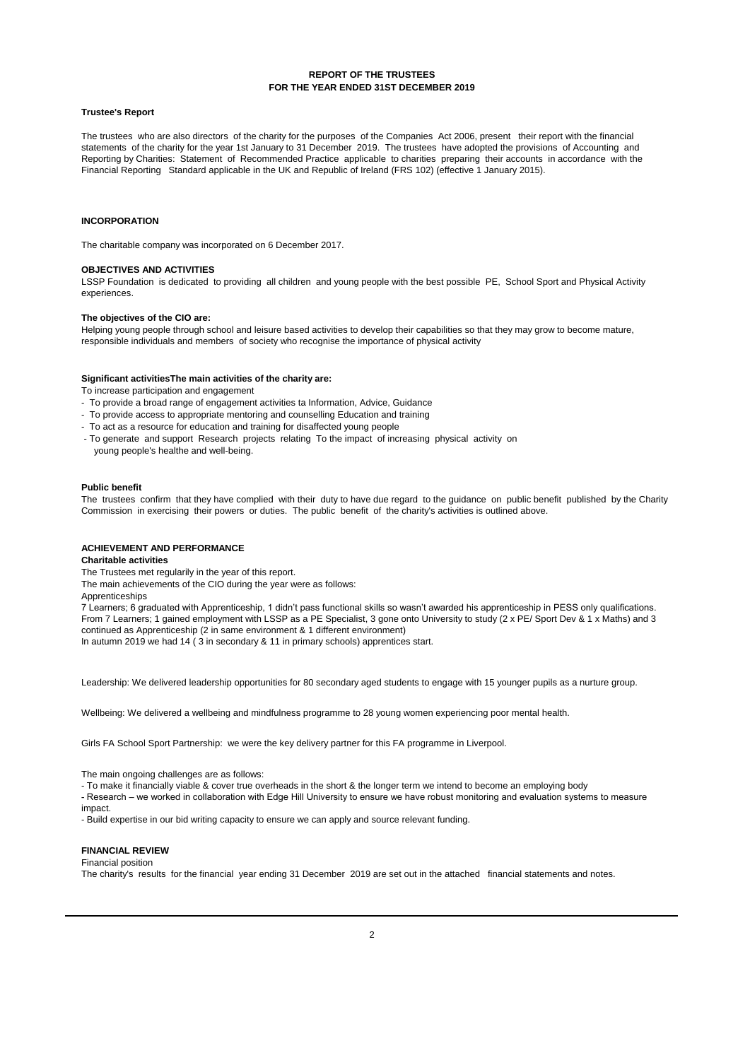# REPORT OF THE TRUSTEES
## FOR THE YEAR ENDED 31ST DECEMBER 2019

**Trustee's Report**

The trustees who are also directors of the charity for the purposes of the Companies Act 2006, present their report with the financial statements of the charity for the year 1st January to 31 December 2019. The trustees have adopted the provisions of Accounting and Reporting by Charities: Statement of Recommended Practice applicable to charities preparing their accounts in accordance with the Financial Reporting Standard applicable in the UK and Republic of Ireland (FRS 102) (effective 1 January 2015).

**INCORPORATION**

The charitable company was incorporated on 6 December 2017.

**OBJECTIVES AND ACTIVITIES**

LSSP Foundation is dedicated to providing all children and young people with the best possible PE, School Sport and Physical Activity experiences.

**The objectives of the CIO are:**

Helping young people through school and leisure based activities to develop their capabilities so that they may grow to become mature, responsible individuals and members of society who recognise the importance of physical activity

**Significant activitiesThe main activities of the charity are:**

To increase participation and engagement

- To provide a broad range of engagement activities ta Information, Advice, Guidance
- To provide access to appropriate mentoring and counselling Education and training
- To act as a resource for education and training for disaffected young people
- To generate and support Research projects relating To the impact of increasing physical activity on young people's healthe and well-being.

**Public benefit**

The trustees confirm that they have complied with their duty to have due regard to the guidance on public benefit published by the Charity Commission in exercising their powers or duties. The public benefit of the charity's activities is outlined above.

**ACHIEVEMENT AND PERFORMANCE**

**Charitable activities**

The Trustees met regularily in the year of this report.

The main achievements of the CIO during the year were as follows:

Apprenticeships

7 Learners; 6 graduated with Apprenticeship, 1 didn't pass functional skills so wasn't awarded his apprenticeship in PESS only qualifications. From 7 Learners; 1 gained employment with LSSP as a PE Specialist, 3 gone onto University to study (2 x PE/ Sport Dev & 1 x Maths) and 3 continued as Apprenticeship (2 in same environment & 1 different environment)

In autumn 2019 we had 14 ( 3 in secondary & 11 in primary schools) apprentices start.

Leadership: We delivered leadership opportunities for 80 secondary aged students to engage with 15 younger pupils as a nurture group.

Wellbeing: We delivered a wellbeing and mindfulness programme to 28 young women experiencing poor mental health.

Girls FA School Sport Partnership: we were the key delivery partner for this FA programme in Liverpool.

The main ongoing challenges are as follows:

- To make it financially viable & cover true overheads in the short & the longer term we intend to become an employing body
- Research – we worked in collaboration with Edge Hill University to ensure we have robust monitoring and evaluation systems to measure impact.
- Build expertise in our bid writing capacity to ensure we can apply and source relevant funding.

**FINANCIAL REVIEW**

Financial position

The charity's results for the financial year ending 31 December 2019 are set out in the attached financial statements and notes.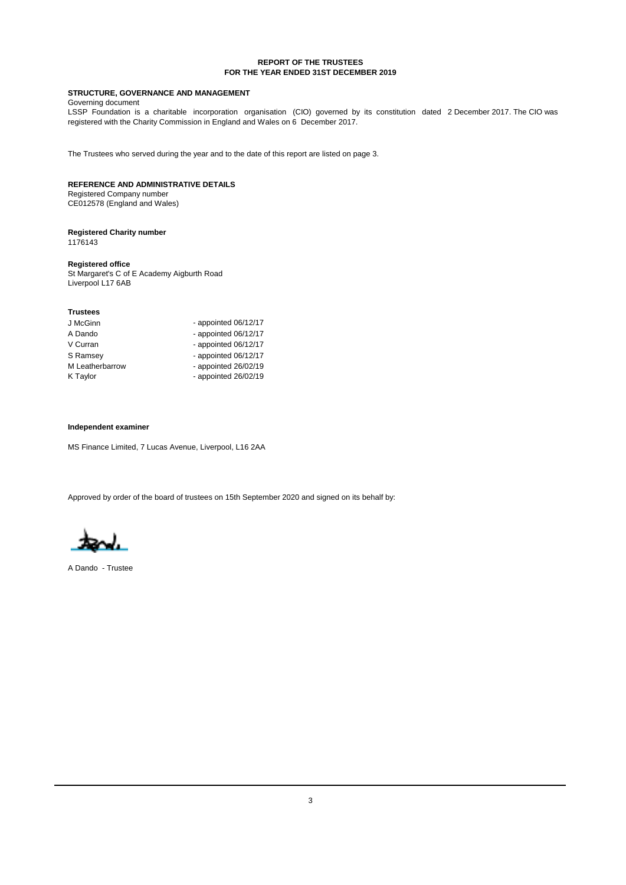**REPORT OF THE TRUSTEES**
**FOR THE YEAR ENDED 31ST DECEMBER 2019**

## STRUCTURE, GOVERNANCE AND MANAGEMENT

Governing document

LSSP Foundation is a charitable incorporation organisation (CIO) governed by its constitution dated 2 December 2017. The CIO was registered with the Charity Commission in England and Wales on 6 December 2017.

The Trustees who served during the year and to the date of this report are listed on page 3.

## REFERENCE AND ADMINISTRATIVE DETAILS

Registered Company number
CE012578 (England and Wales)

**Registered Charity number**
1176143

**Registered office**
St Margaret's C of E Academy Aigburth Road
Liverpool L17 6AB

**Trustees**

| | |
|---|---|
| J McGinn | - appointed 06/12/17 |
| A Dando | - appointed 06/12/17 |
| V Curran | - appointed 06/12/17 |
| S Ramsey | - appointed 06/12/17 |
| M Leatherbarrow | - appointed 26/02/19 |
| K Taylor | - appointed 26/02/19 |

**Independent examiner**

MS Finance Limited, 7 Lucas Avenue, Liverpool, L16 2AA

Approved by order of the board of trustees on 15th September 2020 and signed on its behalf by:

A Dando - Trustee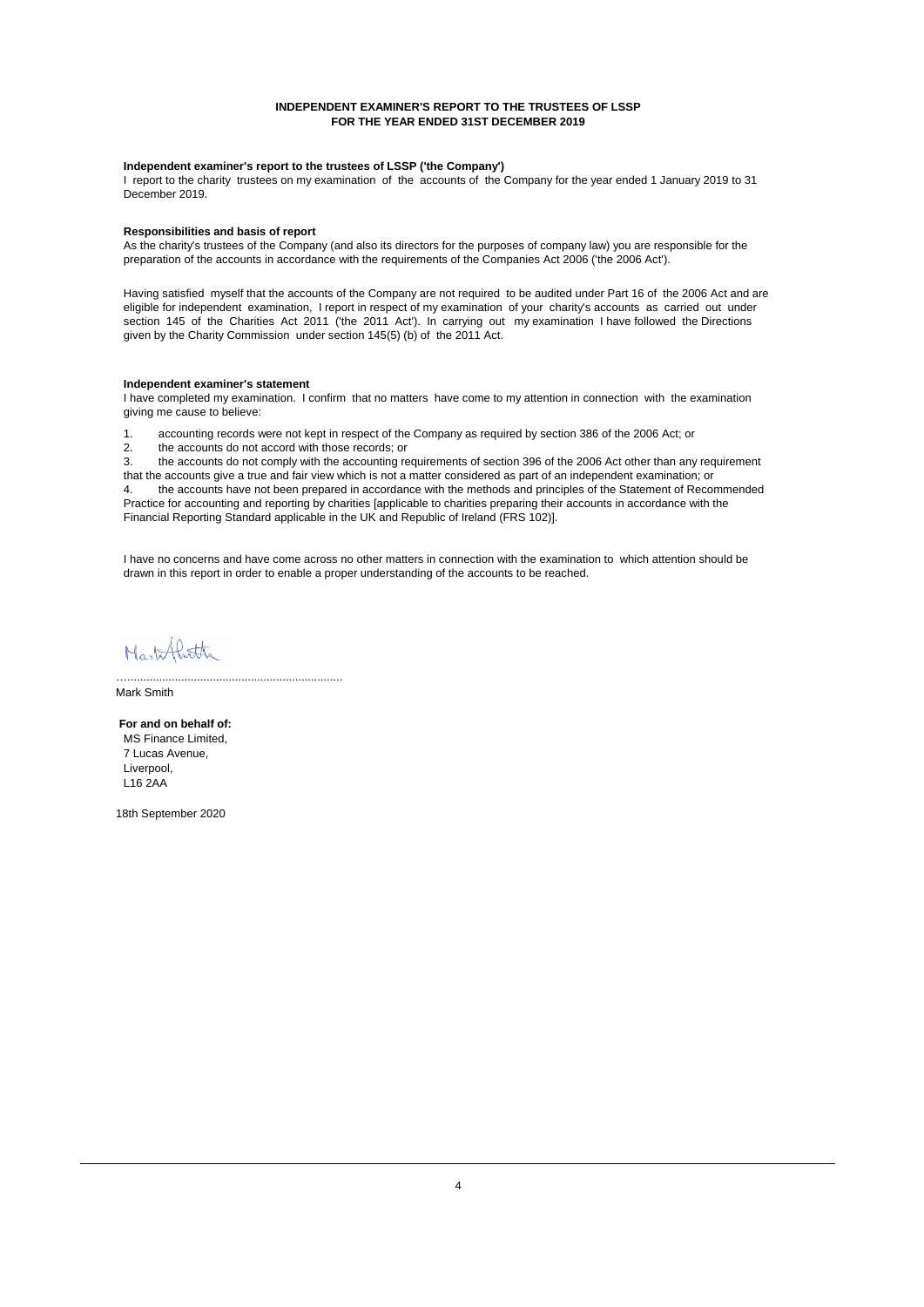**INDEPENDENT EXAMINER'S REPORT TO THE TRUSTEES OF LSSP**
**FOR THE YEAR ENDED 31ST DECEMBER 2019**

**Independent examiner's report to the trustees of LSSP ('the Company')**

I report to the charity trustees on my examination of the accounts of the Company for the year ended 1 January 2019 to 31 December 2019.

**Responsibilities and basis of report**

As the charity's trustees of the Company (and also its directors for the purposes of company law) you are responsible for the preparation of the accounts in accordance with the requirements of the Companies Act 2006 ('the 2006 Act').

Having satisfied myself that the accounts of the Company are not required to be audited under Part 16 of the 2006 Act and are eligible for independent examination, I report in respect of my examination of your charity's accounts as carried out under section 145 of the Charities Act 2011 ('the 2011 Act'). In carrying out my examination I have followed the Directions given by the Charity Commission under section 145(5) (b) of the 2011 Act.

**Independent examiner's statement**

I have completed my examination. I confirm that no matters have come to my attention in connection with the examination giving me cause to believe:

1. accounting records were not kept in respect of the Company as required by section 386 of the 2006 Act; or
2. the accounts do not accord with those records; or
3. the accounts do not comply with the accounting requirements of section 396 of the 2006 Act other than any requirement that the accounts give a true and fair view which is not a matter considered as part of an independent examination; or
4. the accounts have not been prepared in accordance with the methods and principles of the Statement of Recommended Practice for accounting and reporting by charities [applicable to charities preparing their accounts in accordance with the Financial Reporting Standard applicable in the UK and Republic of Ireland (FRS 102)].

I have no concerns and have come across no other matters in connection with the examination to which attention should be drawn in this report in order to enable a proper understanding of the accounts to be reached.

......................................................................

Mark Smith

**For and on behalf of:**
MS Finance Limited,
7 Lucas Avenue,
Liverpool,
L16 2AA

18th September 2020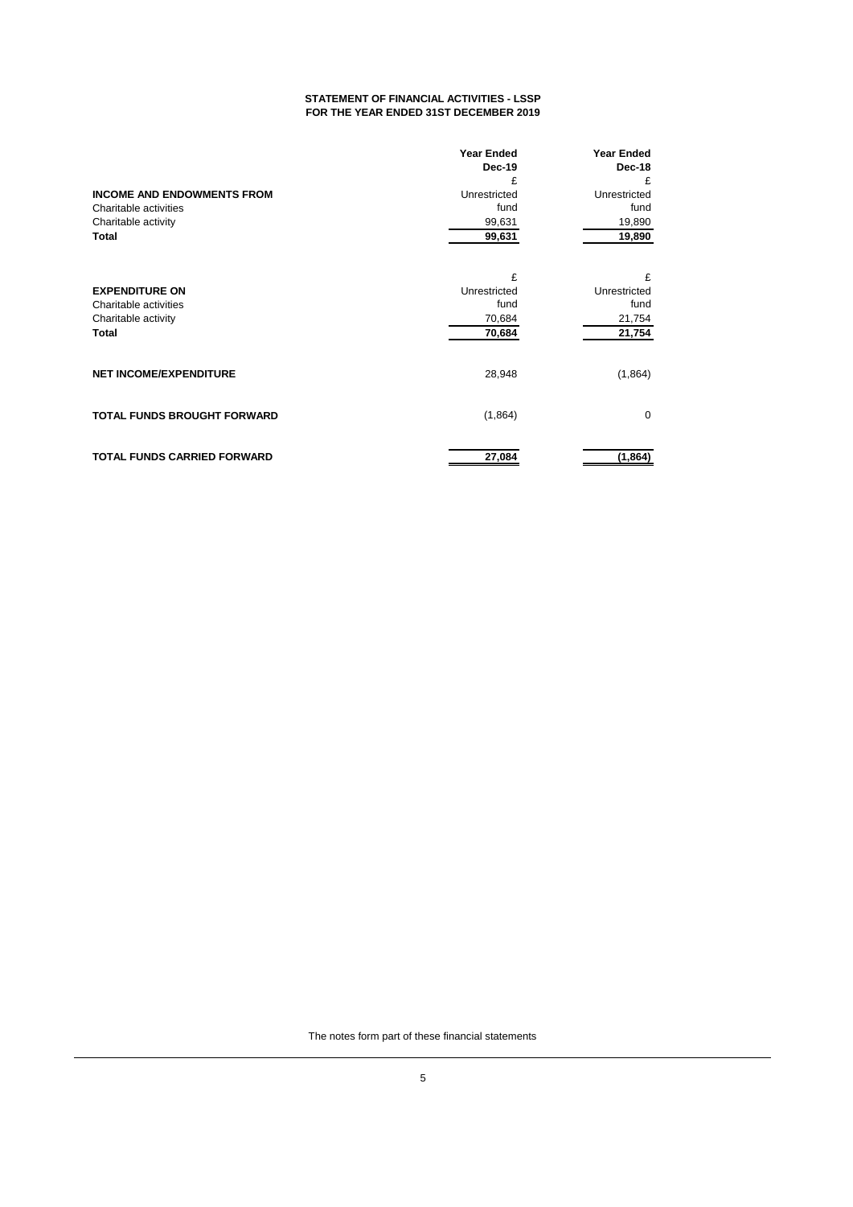## STATEMENT OF FINANCIAL ACTIVITIES - LSSP
## FOR THE YEAR ENDED 31ST DECEMBER 2019

| | Year Ended Dec-19 | Year Ended Dec-18 |
|---|---|---|
| | £ | £ |
| **INCOME AND ENDOWMENTS FROM** | Unrestricted | Unrestricted |
| Charitable activities | fund | fund |
| Charitable activity | 99,631 | 19,890 |
| **Total** | **99,631** | **19,890** |
| | | |
| | £ | £ |
| **EXPENDITURE ON** | Unrestricted | Unrestricted |
| Charitable activities | fund | fund |
| Charitable activity | 70,684 | 21,754 |
| **Total** | **70,684** | **21,754** |
| | | |
| **NET INCOME/EXPENDITURE** | 28,948 | (1,864) |
| | | |
| **TOTAL FUNDS BROUGHT FORWARD** | (1,864) | 0 |
| | | |
| **TOTAL FUNDS CARRIED FORWARD** | **27,084** | **(1,864)** |

The notes form part of these financial statements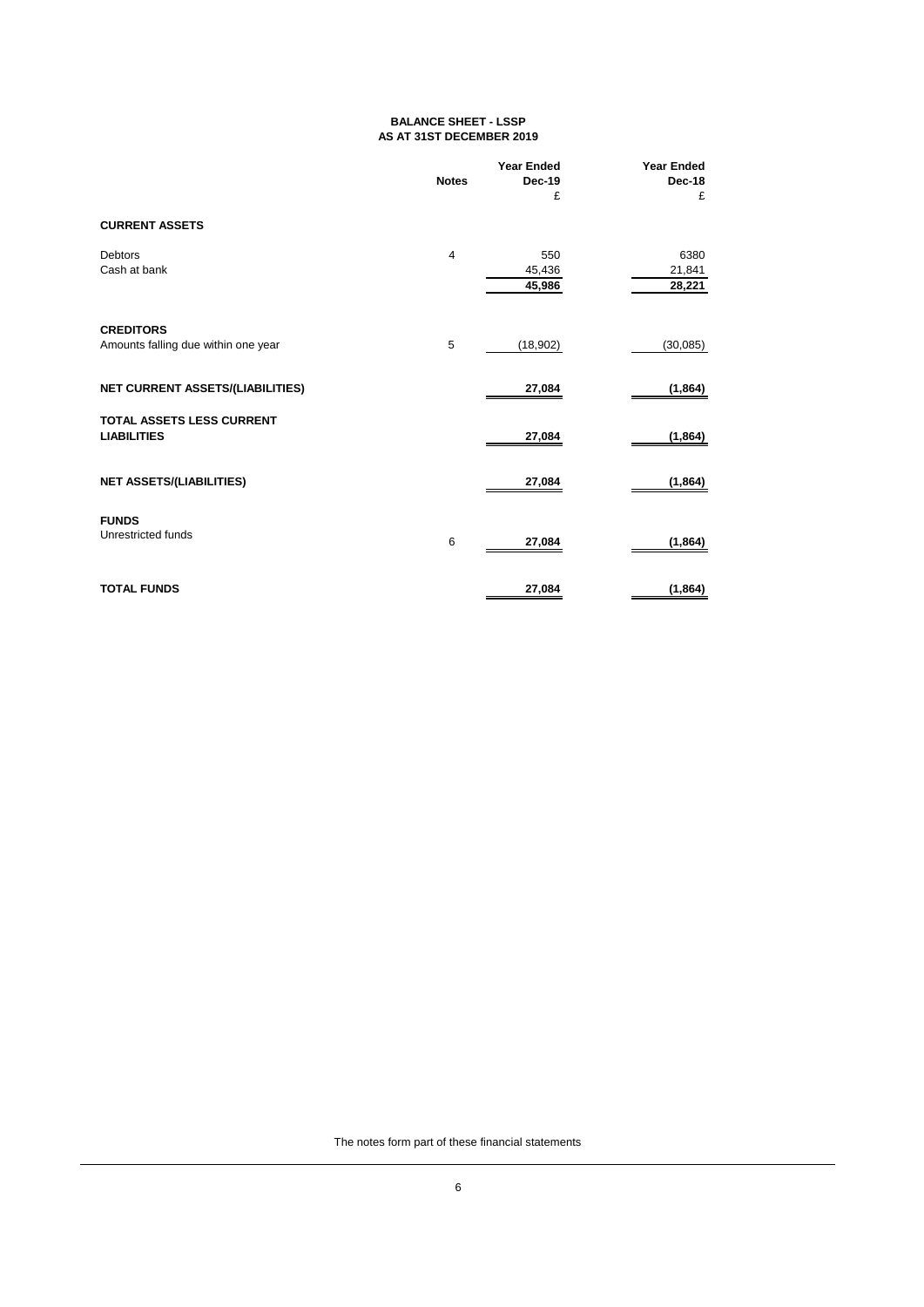# BALANCE SHEET - LSSP
## AS AT 31ST DECEMBER 2019

| | Notes | Year Ended Dec-19 £ | Year Ended Dec-18 £ |
|---|---|---|---|
| **CURRENT ASSETS** | | | |
| Debtors | 4 | 550 | 6380 |
| Cash at bank | | 45,436 | 21,841 |
| | | **45,986** | **28,221** |
| **CREDITORS** | | | |
| Amounts falling due within one year | 5 | (18,902) | (30,085) |
| **NET CURRENT ASSETS/(LIABILITIES)** | | **27,084** | **(1,864)** |
| **TOTAL ASSETS LESS CURRENT LIABILITIES** | | **27,084** | **(1,864)** |
| **NET ASSETS/(LIABILITIES)** | | **27,084** | **(1,864)** |
| **FUNDS** | | | |
| Unrestricted funds | 6 | **27,084** | **(1,864)** |
| **TOTAL FUNDS** | | **27,084** | **(1,864)** |

The notes form part of these financial statements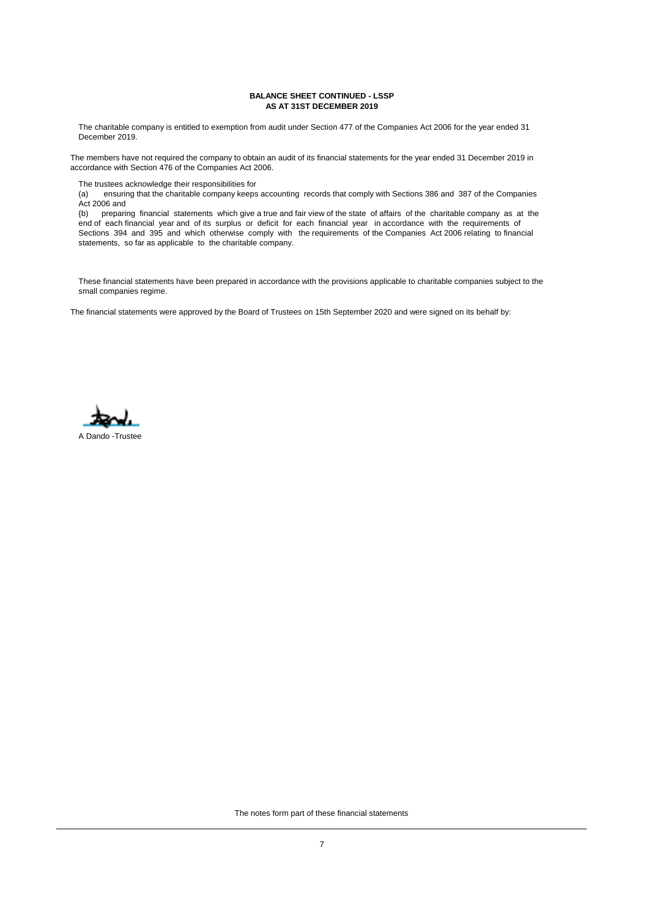**BALANCE SHEET CONTINUED - LSSP**
**AS AT 31ST DECEMBER 2019**

The charitable company is entitled to exemption from audit under Section 477 of the Companies Act 2006 for the year ended 31 December 2019.

The members have not required the company to obtain an audit of its financial statements for the year ended 31 December 2019 in accordance with Section 476 of the Companies Act 2006.

The trustees acknowledge their responsibilities for
(a) ensuring that the charitable company keeps accounting records that comply with Sections 386 and 387 of the Companies Act 2006 and
{b) preparing financial statements which give a true and fair view of the state of affairs of the charitable company as at the end of each financial year and of its surplus or deficit for each financial year in accordance with the requirements of Sections 394 and 395 and which otherwise comply with the requirements of the Companies Act 2006 relating to financial statements, so far as applicable to the charitable company.

These financial statements have been prepared in accordance with the provisions applicable to charitable companies subject to the small companies regime.

The financial statements were approved by the Board of Trustees on 15th September 2020 and were signed on its behalf by:

A Dando -Trustee

The notes form part of these financial statements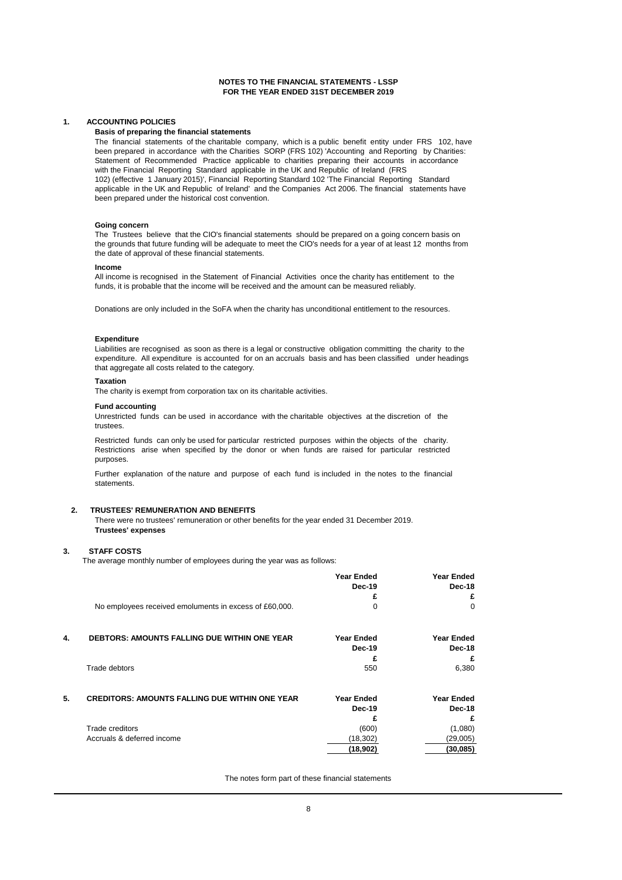## NOTES TO THE FINANCIAL STATEMENTS - LSSP
## FOR THE YEAR ENDED 31ST DECEMBER 2019

### 1. ACCOUNTING POLICIES

**Basis of preparing the financial statements**

The financial statements of the charitable company, which is a public benefit entity under FRS 102, have been prepared in accordance with the Charities SORP (FRS 102) 'Accounting and Reporting by Charities: Statement of Recommended Practice applicable to charities preparing their accounts in accordance with the Financial Reporting Standard applicable in the UK and Republic of Ireland (FRS 102) (effective 1 January 2015)', Financial Reporting Standard 102 'The Financial Reporting Standard applicable in the UK and Republic of Ireland' and the Companies Act 2006. The financial statements have been prepared under the historical cost convention.

**Going concern**

The Trustees believe that the CIO's financial statements should be prepared on a going concern basis on the grounds that future funding will be adequate to meet the CIO's needs for a year of at least 12 months from the date of approval of these financial statements.

**Income**

All income is recognised in the Statement of Financial Activities once the charity has entitlement to the funds, it is probable that the income will be received and the amount can be measured reliably.

Donations are only included in the SoFA when the charity has unconditional entitlement to the resources.

**Expenditure**

Liabilities are recognised as soon as there is a legal or constructive obligation committing the charity to the expenditure. All expenditure is accounted for on an accruals basis and has been classified under headings that aggregate all costs related to the category.

**Taxation**

The charity is exempt from corporation tax on its charitable activities.

**Fund accounting**

Unrestricted funds can be used in accordance with the charitable objectives at the discretion of the trustees.

Restricted funds can only be used for particular restricted purposes within the objects of the charity. Restrictions arise when specified by the donor or when funds are raised for particular restricted purposes.

Further explanation of the nature and purpose of each fund is included in the notes to the financial statements.

### 2. TRUSTEES' REMUNERATION AND BENEFITS

There were no trustees' remuneration or other benefits for the year ended 31 December 2019.

**Trustees' expenses**

### 3. STAFF COSTS

The average monthly number of employees during the year was as follows:

| | Year Ended Dec-19 £ | Year Ended Dec-18 £ |
|---|---|---|
| No employees received emoluments in excess of £60,000. | 0 | 0 |

### 4. DEBTORS: AMOUNTS FALLING DUE WITHIN ONE YEAR

| | Year Ended Dec-19 £ | Year Ended Dec-18 £ |
|---|---|---|
| Trade debtors | 550 | 6,380 |

### 5. CREDITORS: AMOUNTS FALLING DUE WITHIN ONE YEAR

| | Year Ended Dec-19 £ | Year Ended Dec-18 £ |
|---|---|---|
| Trade creditors | (600) | (1,080) |
| Accruals & deferred income | (18,302) | (29,005) |
| | **(18,902)** | **(30,085)** |

The notes form part of these financial statements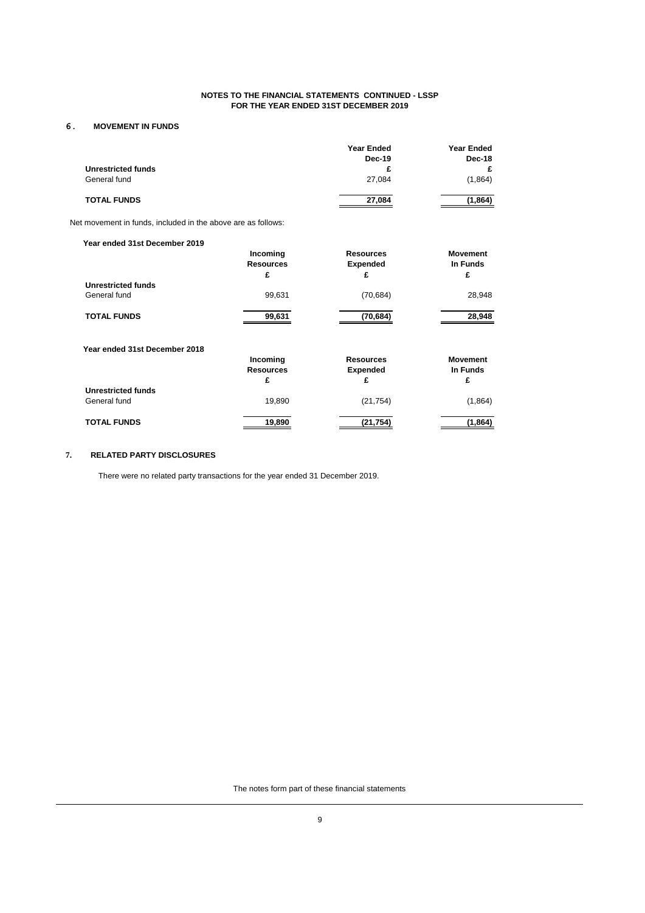**NOTES TO THE FINANCIAL STATEMENTS CONTINUED - LSSP**
**FOR THE YEAR ENDED 31ST DECEMBER 2019**

## 6. MOVEMENT IN FUNDS

| | Year Ended Dec-19 £ | Year Ended Dec-18 £ |
|---|---|---|
| **Unrestricted funds** | | |
| General fund | 27,084 | (1,864) |
| **TOTAL FUNDS** | **27,084** | **(1,864)** |

Net movement in funds, included in the above are as follows:

**Year ended 31st December 2019**

| | Incoming Resources £ | Resources Expended £ | Movement In Funds £ |
|---|---|---|---|
| **Unrestricted funds** | | | |
| General fund | 99,631 | (70,684) | 28,948 |
| **TOTAL FUNDS** | **99,631** | **(70,684)** | **28,948** |

**Year ended 31st December 2018**

| | Incoming Resources £ | Resources Expended £ | Movement In Funds £ |
|---|---|---|---|
| **Unrestricted funds** | | | |
| General fund | 19,890 | (21,754) | (1,864) |
| **TOTAL FUNDS** | **19,890** | **(21,754)** | **(1,864)** |

## 7. RELATED PARTY DISCLOSURES

There were no related party transactions for the year ended 31 December 2019.

The notes form part of these financial statements